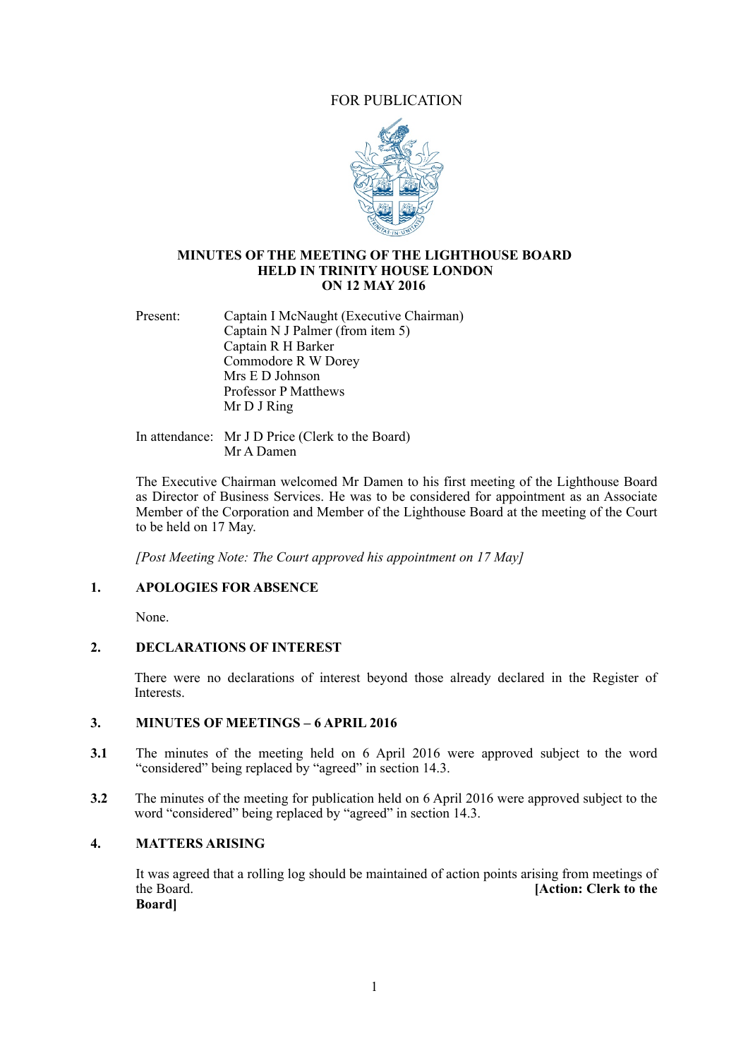FOR PUBLICATION

**MINUTES OF THE MEETING OF THE LIGHTHOUSE BOARD**
**HELD IN TRINITY HOUSE LONDON**
**ON 12 MAY 2016**

Present:
- Captain I McNaught (Executive Chairman)
- Captain N J Palmer (from item 5)
- Captain R H Barker
- Commodore R W Dorey
- Mrs E D Johnson
- Professor P Matthews
- Mr D J Ring

In attendance:
- Mr J D Price (Clerk to the Board)
- Mr A Damen

The Executive Chairman welcomed Mr Damen to his first meeting of the Lighthouse Board as Director of Business Services. He was to be considered for appointment as an Associate Member of the Corporation and Member of the Lighthouse Board at the meeting of the Court to be held on 17 May.

*[Post Meeting Note: The Court approved his appointment on 17 May]*

## 1. APOLOGIES FOR ABSENCE

None.

## 2. DECLARATIONS OF INTEREST

There were no declarations of interest beyond those already declared in the Register of Interests.

## 3. MINUTES OF MEETINGS – 6 APRIL 2016

**3.1** The minutes of the meeting held on 6 April 2016 were approved subject to the word "considered" being replaced by "agreed" in section 14.3.

**3.2** The minutes of the meeting for publication held on 6 April 2016 were approved subject to the word "considered" being replaced by "agreed" in section 14.3.

## 4. MATTERS ARISING

It was agreed that a rolling log should be maintained of action points arising from meetings of the Board. **[Action: Clerk to the Board]**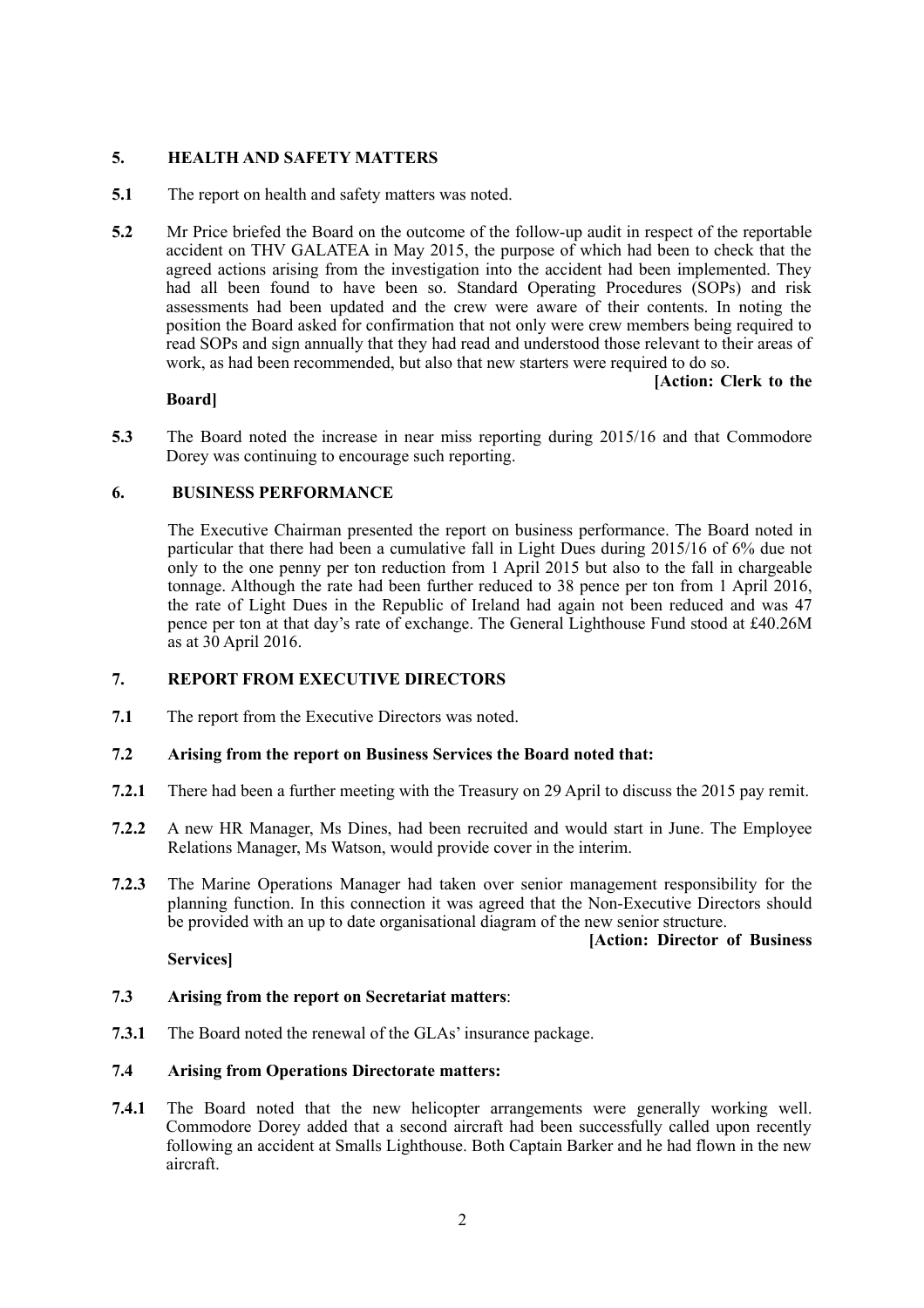## 5. HEALTH AND SAFETY MATTERS

**5.1** The report on health and safety matters was noted.

**5.2** Mr Price briefed the Board on the outcome of the follow-up audit in respect of the reportable accident on THV GALATEA in May 2015, the purpose of which had been to check that the agreed actions arising from the investigation into the accident had been implemented. They had all been found to have been so. Standard Operating Procedures (SOPs) and risk assessments had been updated and the crew were aware of their contents. In noting the position the Board asked for confirmation that not only were crew members being required to read SOPs and sign annually that they had read and understood those relevant to their areas of work, as had been recommended, but also that new starters were required to do so.

**[Action: Clerk to the Board]**

**5.3** The Board noted the increase in near miss reporting during 2015/16 and that Commodore Dorey was continuing to encourage such reporting.

## 6. BUSINESS PERFORMANCE

The Executive Chairman presented the report on business performance. The Board noted in particular that there had been a cumulative fall in Light Dues during 2015/16 of 6% due not only to the one penny per ton reduction from 1 April 2015 but also to the fall in chargeable tonnage. Although the rate had been further reduced to 38 pence per ton from 1 April 2016, the rate of Light Dues in the Republic of Ireland had again not been reduced and was 47 pence per ton at that day's rate of exchange. The General Lighthouse Fund stood at £40.26M as at 30 April 2016.

## 7. REPORT FROM EXECUTIVE DIRECTORS

**7.1** The report from the Executive Directors was noted.

**7.2 Arising from the report on Business Services the Board noted that:**

**7.2.1** There had been a further meeting with the Treasury on 29 April to discuss the 2015 pay remit.

**7.2.2** A new HR Manager, Ms Dines, had been recruited and would start in June. The Employee Relations Manager, Ms Watson, would provide cover in the interim.

**7.2.3** The Marine Operations Manager had taken over senior management responsibility for the planning function. In this connection it was agreed that the Non-Executive Directors should be provided with an up to date organisational diagram of the new senior structure.

**[Action: Director of Business Services]**

**7.3 Arising from the report on Secretariat matters**:

**7.3.1** The Board noted the renewal of the GLAs' insurance package.

**7.4 Arising from Operations Directorate matters:**

**7.4.1** The Board noted that the new helicopter arrangements were generally working well. Commodore Dorey added that a second aircraft had been successfully called upon recently following an accident at Smalls Lighthouse. Both Captain Barker and he had flown in the new aircraft.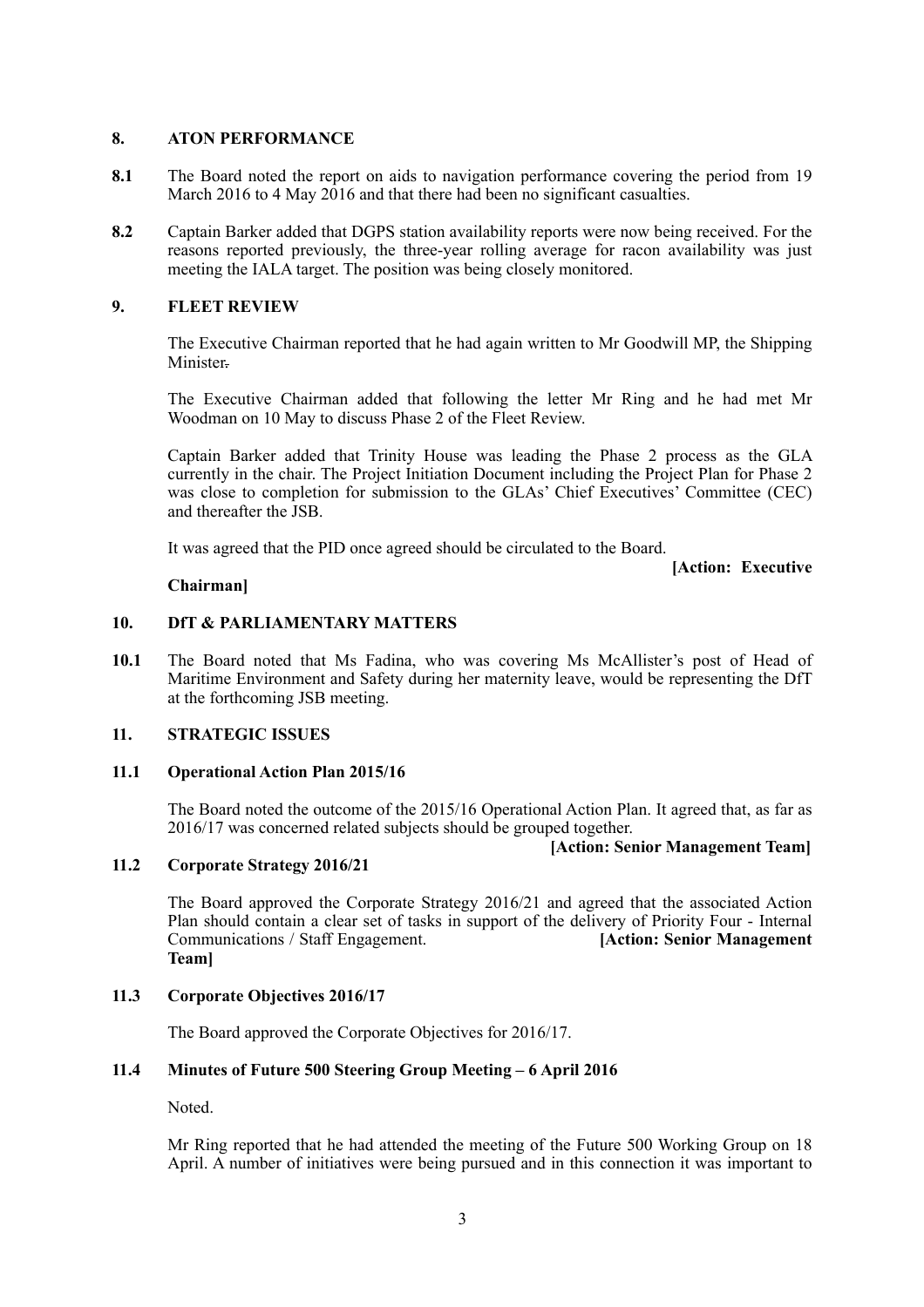## 8. ATON PERFORMANCE

**8.1** The Board noted the report on aids to navigation performance covering the period from 19 March 2016 to 4 May 2016 and that there had been no significant casualties.

**8.2** Captain Barker added that DGPS station availability reports were now being received. For the reasons reported previously, the three-year rolling average for racon availability was just meeting the IALA target. The position was being closely monitored.

## 9. FLEET REVIEW

The Executive Chairman reported that he had again written to Mr Goodwill MP, the Shipping Minister.

The Executive Chairman added that following the letter Mr Ring and he had met Mr Woodman on 10 May to discuss Phase 2 of the Fleet Review.

Captain Barker added that Trinity House was leading the Phase 2 process as the GLA currently in the chair. The Project Initiation Document including the Project Plan for Phase 2 was close to completion for submission to the GLAs' Chief Executives' Committee (CEC) and thereafter the JSB.

It was agreed that the PID once agreed should be circulated to the Board.

**[Action: Executive Chairman]**

## 10. DfT & PARLIAMENTARY MATTERS

**10.1** The Board noted that Ms Fadina, who was covering Ms McAllister's post of Head of Maritime Environment and Safety during her maternity leave, would be representing the DfT at the forthcoming JSB meeting.

## 11. STRATEGIC ISSUES

### 11.1 Operational Action Plan 2015/16

The Board noted the outcome of the 2015/16 Operational Action Plan. It agreed that, as far as 2016/17 was concerned related subjects should be grouped together.

**[Action: Senior Management Team]**

### 11.2 Corporate Strategy 2016/21

The Board approved the Corporate Strategy 2016/21 and agreed that the associated Action Plan should contain a clear set of tasks in support of the delivery of Priority Four - Internal Communications / Staff Engagement. **[Action: Senior Management Team]**

### 11.3 Corporate Objectives 2016/17

The Board approved the Corporate Objectives for 2016/17.

### 11.4 Minutes of Future 500 Steering Group Meeting – 6 April 2016

Noted.

Mr Ring reported that he had attended the meeting of the Future 500 Working Group on 18 April. A number of initiatives were being pursued and in this connection it was important to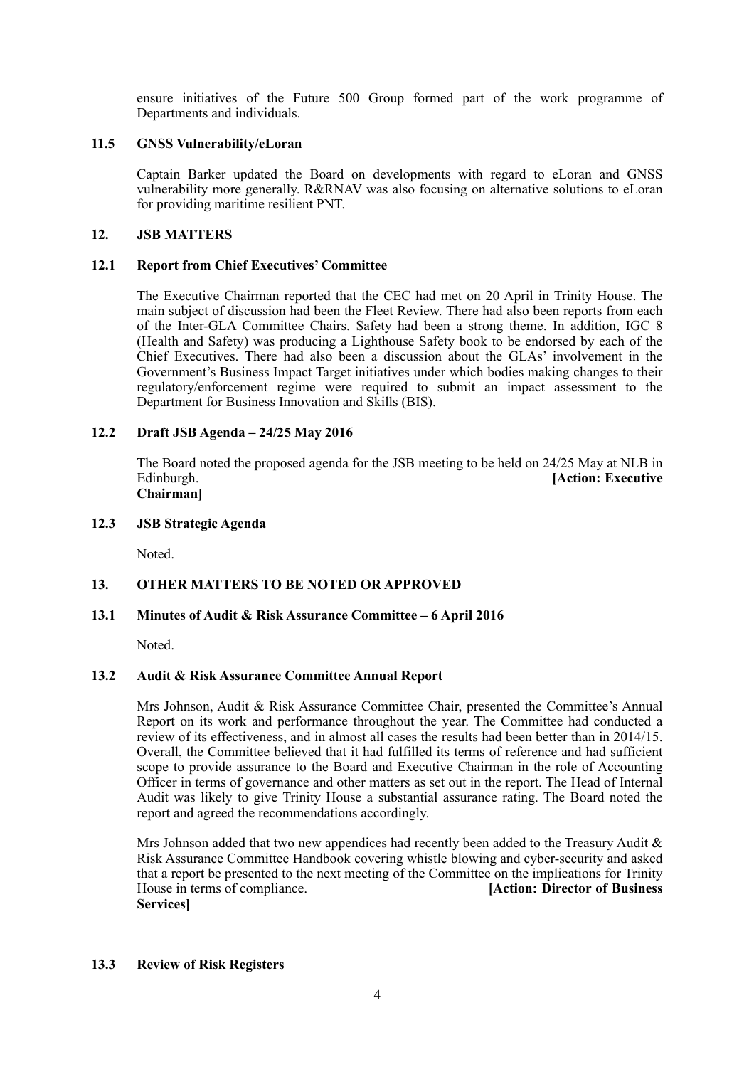ensure initiatives of the Future 500 Group formed part of the work programme of Departments and individuals.

### 11.5 GNSS Vulnerability/eLoran

Captain Barker updated the Board on developments with regard to eLoran and GNSS vulnerability more generally. R&RNAV was also focusing on alternative solutions to eLoran for providing maritime resilient PNT.

## 12. JSB MATTERS

### 12.1 Report from Chief Executives' Committee

The Executive Chairman reported that the CEC had met on 20 April in Trinity House. The main subject of discussion had been the Fleet Review. There had also been reports from each of the Inter-GLA Committee Chairs. Safety had been a strong theme. In addition, IGC 8 (Health and Safety) was producing a Lighthouse Safety book to be endorsed by each of the Chief Executives. There had also been a discussion about the GLAs' involvement in the Government's Business Impact Target initiatives under which bodies making changes to their regulatory/enforcement regime were required to submit an impact assessment to the Department for Business Innovation and Skills (BIS).

### 12.2 Draft JSB Agenda – 24/25 May 2016

The Board noted the proposed agenda for the JSB meeting to be held on 24/25 May at NLB in Edinburgh. **[Action: Executive Chairman]**

### 12.3 JSB Strategic Agenda

Noted.

## 13. OTHER MATTERS TO BE NOTED OR APPROVED

### 13.1 Minutes of Audit & Risk Assurance Committee – 6 April 2016

Noted.

### 13.2 Audit & Risk Assurance Committee Annual Report

Mrs Johnson, Audit & Risk Assurance Committee Chair, presented the Committee's Annual Report on its work and performance throughout the year. The Committee had conducted a review of its effectiveness, and in almost all cases the results had been better than in 2014/15. Overall, the Committee believed that it had fulfilled its terms of reference and had sufficient scope to provide assurance to the Board and Executive Chairman in the role of Accounting Officer in terms of governance and other matters as set out in the report. The Head of Internal Audit was likely to give Trinity House a substantial assurance rating. The Board noted the report and agreed the recommendations accordingly.

Mrs Johnson added that two new appendices had recently been added to the Treasury Audit & Risk Assurance Committee Handbook covering whistle blowing and cyber-security and asked that a report be presented to the next meeting of the Committee on the implications for Trinity House in terms of compliance. **[Action: Director of Business Services]**

### 13.3 Review of Risk Registers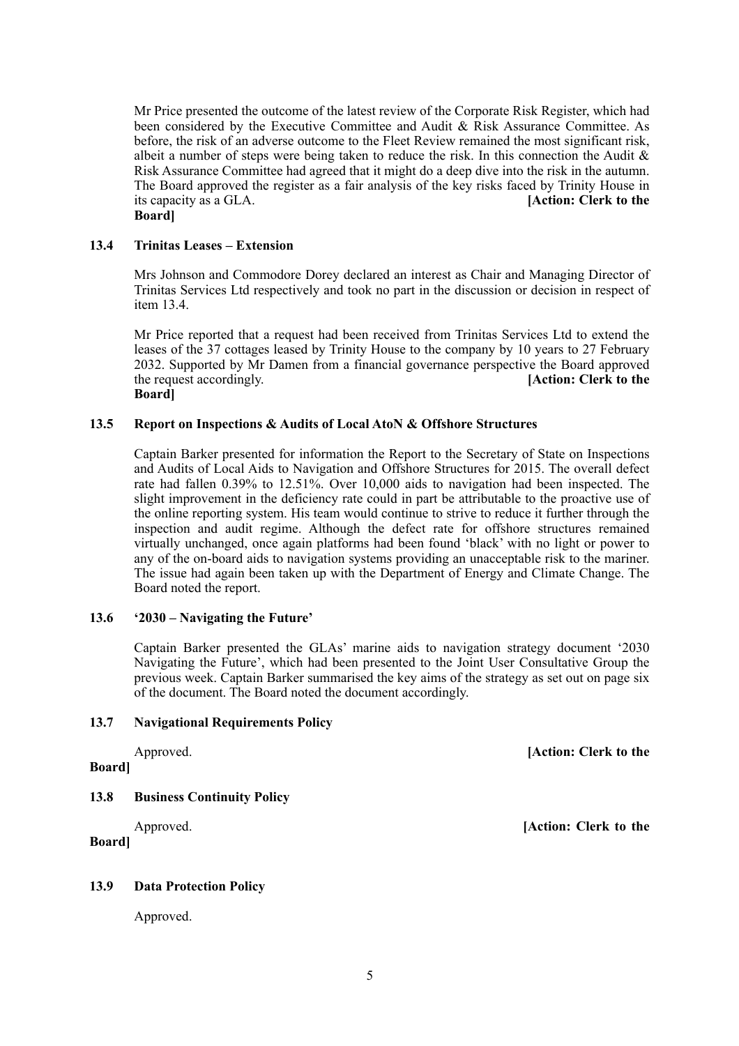Mr Price presented the outcome of the latest review of the Corporate Risk Register, which had been considered by the Executive Committee and Audit & Risk Assurance Committee. As before, the risk of an adverse outcome to the Fleet Review remained the most significant risk, albeit a number of steps were being taken to reduce the risk. In this connection the Audit & Risk Assurance Committee had agreed that it might do a deep dive into the risk in the autumn. The Board approved the register as a fair analysis of the key risks faced by Trinity House in its capacity as a GLA. **[Action: Clerk to the Board]**

**13.4 Trinitas Leases – Extension**

Mrs Johnson and Commodore Dorey declared an interest as Chair and Managing Director of Trinitas Services Ltd respectively and took no part in the discussion or decision in respect of item 13.4.

Mr Price reported that a request had been received from Trinitas Services Ltd to extend the leases of the 37 cottages leased by Trinity House to the company by 10 years to 27 February 2032. Supported by Mr Damen from a financial governance perspective the Board approved the request accordingly. **[Action: Clerk to the Board]**

**13.5 Report on Inspections & Audits of Local AtoN & Offshore Structures**

Captain Barker presented for information the Report to the Secretary of State on Inspections and Audits of Local Aids to Navigation and Offshore Structures for 2015. The overall defect rate had fallen 0.39% to 12.51%. Over 10,000 aids to navigation had been inspected. The slight improvement in the deficiency rate could in part be attributable to the proactive use of the online reporting system. His team would continue to strive to reduce it further through the inspection and audit regime. Although the defect rate for offshore structures remained virtually unchanged, once again platforms had been found 'black' with no light or power to any of the on-board aids to navigation systems providing an unacceptable risk to the mariner. The issue had again been taken up with the Department of Energy and Climate Change. The Board noted the report.

**13.6 '2030 – Navigating the Future'**

Captain Barker presented the GLAs' marine aids to navigation strategy document '2030 Navigating the Future', which had been presented to the Joint User Consultative Group the previous week. Captain Barker summarised the key aims of the strategy as set out on page six of the document. The Board noted the document accordingly.

**13.7 Navigational Requirements Policy**

Approved. **[Action: Clerk to the Board]**

**13.8 Business Continuity Policy**

Approved. **[Action: Clerk to the Board]**

**13.9 Data Protection Policy**

Approved.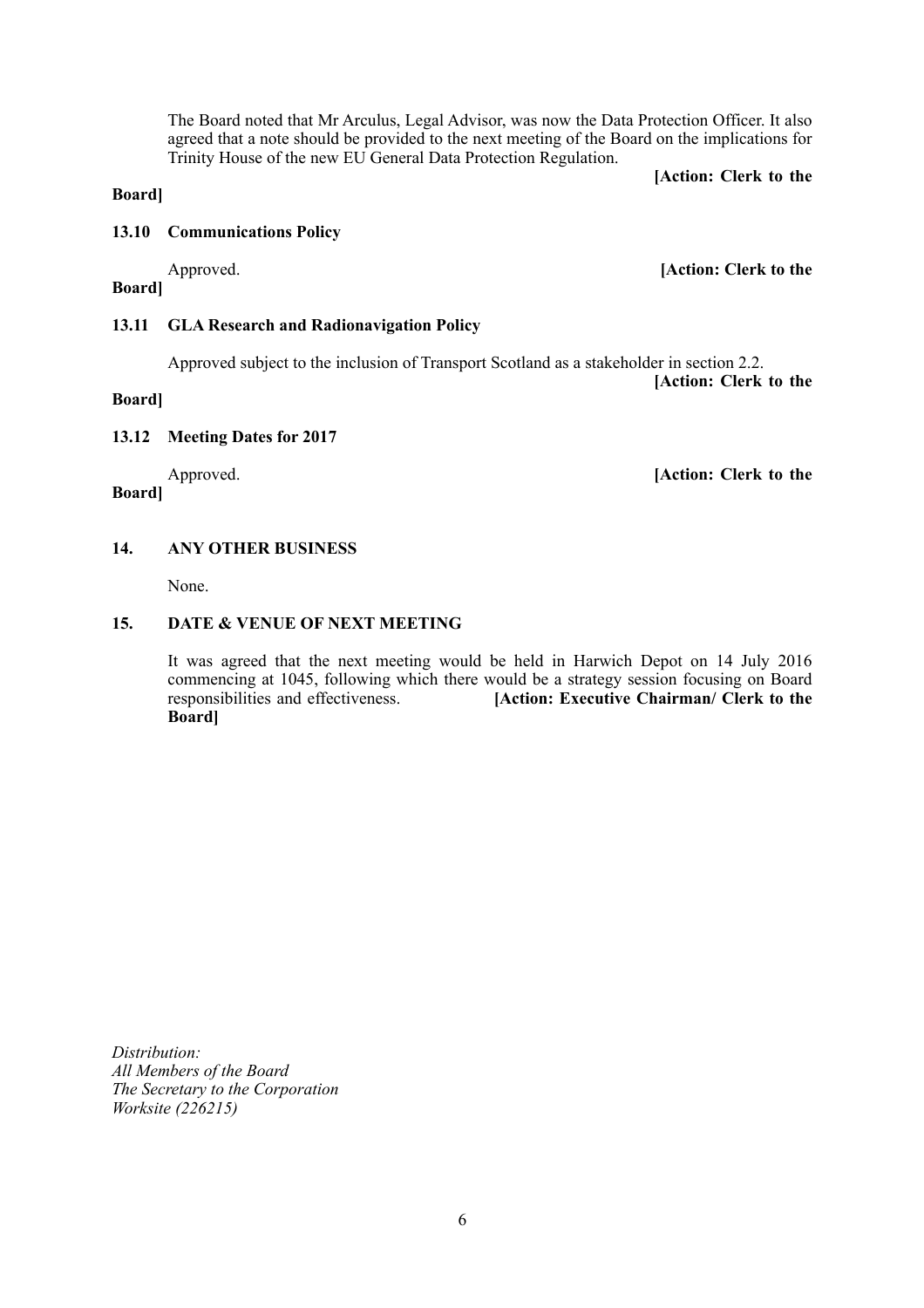The Board noted that Mr Arculus, Legal Advisor, was now the Data Protection Officer. It also agreed that a note should be provided to the next meeting of the Board on the implications for Trinity House of the new EU General Data Protection Regulation.

**[Action: Clerk to the Board]**

### 13.10 Communications Policy

Approved. **[Action: Clerk to the Board]**

### 13.11 GLA Research and Radionavigation Policy

Approved subject to the inclusion of Transport Scotland as a stakeholder in section 2.2.

**[Action: Clerk to the Board]**

### 13.12 Meeting Dates for 2017

Approved. **[Action: Clerk to the Board]**

## 14. ANY OTHER BUSINESS

None.

## 15. DATE & VENUE OF NEXT MEETING

It was agreed that the next meeting would be held in Harwich Depot on 14 July 2016 commencing at 1045, following which there would be a strategy session focusing on Board responsibilities and effectiveness. **[Action: Executive Chairman/ Clerk to the Board]**

*Distribution:*
*All Members of the Board*
*The Secretary to the Corporation*
*Worksite (226215)*